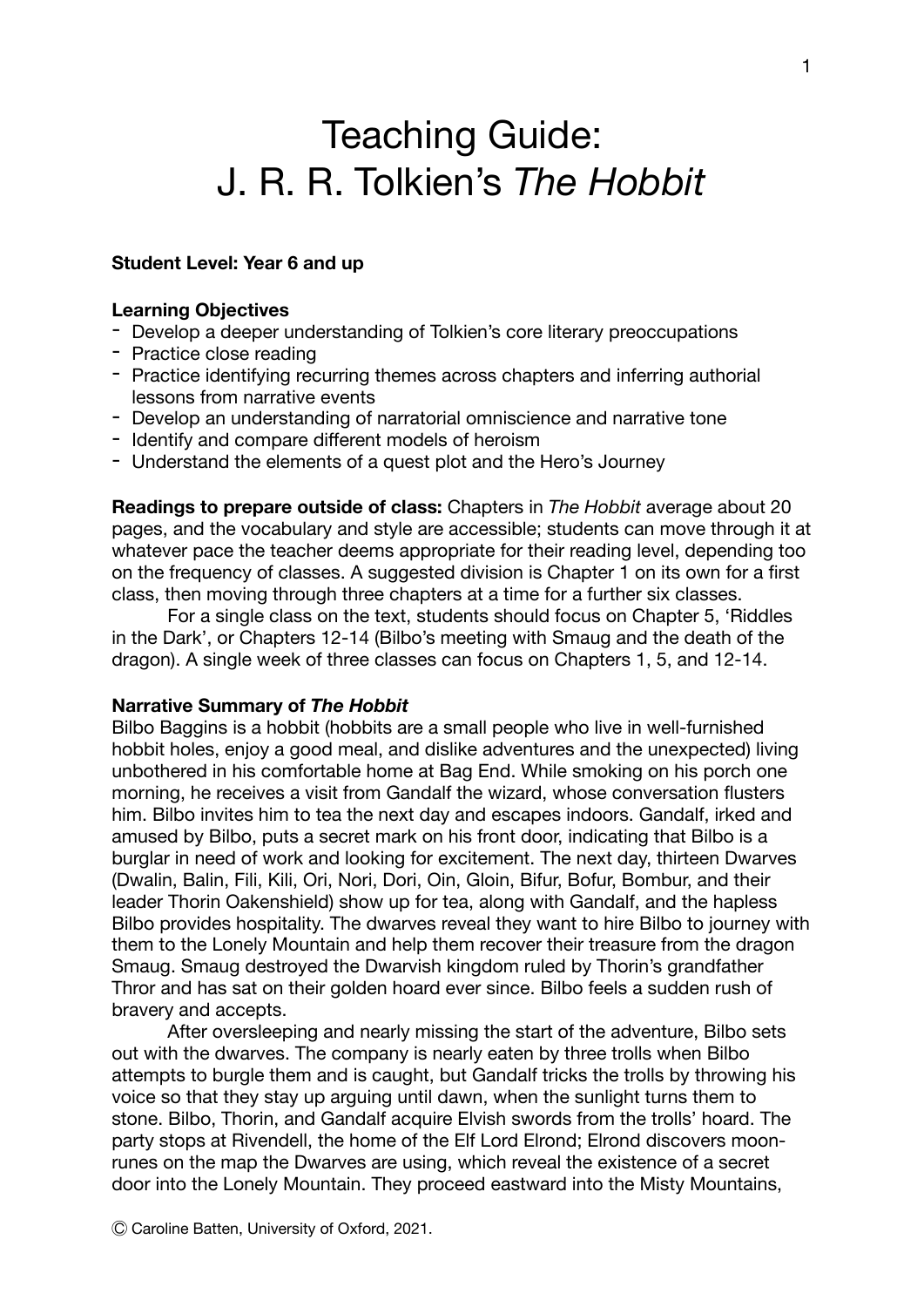# Teaching Guide: J. R. R. Tolkien's *The Hobbit*

**Student Level: Year 6 and up**

**Learning Objectives**

- Develop a deeper understanding of Tolkien's core literary preoccupations
- Practice close reading
- Practice identifying recurring themes across chapters and inferring authorial lessons from narrative events
- Develop an understanding of narratorial omniscience and narrative tone
- Identify and compare different models of heroism
- Understand the elements of a quest plot and the Hero's Journey

**Readings to prepare outside of class:** Chapters in *The Hobbit* average about 20 pages, and the vocabulary and style are accessible; students can move through it at whatever pace the teacher deems appropriate for their reading level, depending too on the frequency of classes. A suggested division is Chapter 1 on its own for a first class, then moving through three chapters at a time for a further six classes.

For a single class on the text, students should focus on Chapter 5, 'Riddles in the Dark', or Chapters 12-14 (Bilbo's meeting with Smaug and the death of the dragon). A single week of three classes can focus on Chapters 1, 5, and 12-14.

**Narrative Summary of *The Hobbit***

Bilbo Baggins is a hobbit (hobbits are a small people who live in well-furnished hobbit holes, enjoy a good meal, and dislike adventures and the unexpected) living unbothered in his comfortable home at Bag End. While smoking on his porch one morning, he receives a visit from Gandalf the wizard, whose conversation flusters him. Bilbo invites him to tea the next day and escapes indoors. Gandalf, irked and amused by Bilbo, puts a secret mark on his front door, indicating that Bilbo is a burglar in need of work and looking for excitement. The next day, thirteen Dwarves (Dwalin, Balin, Fili, Kili, Ori, Nori, Dori, Oin, Gloin, Bifur, Bofur, Bombur, and their leader Thorin Oakenshield) show up for tea, along with Gandalf, and the hapless Bilbo provides hospitality. The dwarves reveal they want to hire Bilbo to journey with them to the Lonely Mountain and help them recover their treasure from the dragon Smaug. Smaug destroyed the Dwarvish kingdom ruled by Thorin's grandfather Thror and has sat on their golden hoard ever since. Bilbo feels a sudden rush of bravery and accepts.

After oversleeping and nearly missing the start of the adventure, Bilbo sets out with the dwarves. The company is nearly eaten by three trolls when Bilbo attempts to burgle them and is caught, but Gandalf tricks the trolls by throwing his voice so that they stay up arguing until dawn, when the sunlight turns them to stone. Bilbo, Thorin, and Gandalf acquire Elvish swords from the trolls' hoard. The party stops at Rivendell, the home of the Elf Lord Elrond; Elrond discovers moon-runes on the map the Dwarves are using, which reveal the existence of a secret door into the Lonely Mountain. They proceed eastward into the Misty Mountains,

Ⓒ Caroline Batten, University of Oxford, 2021.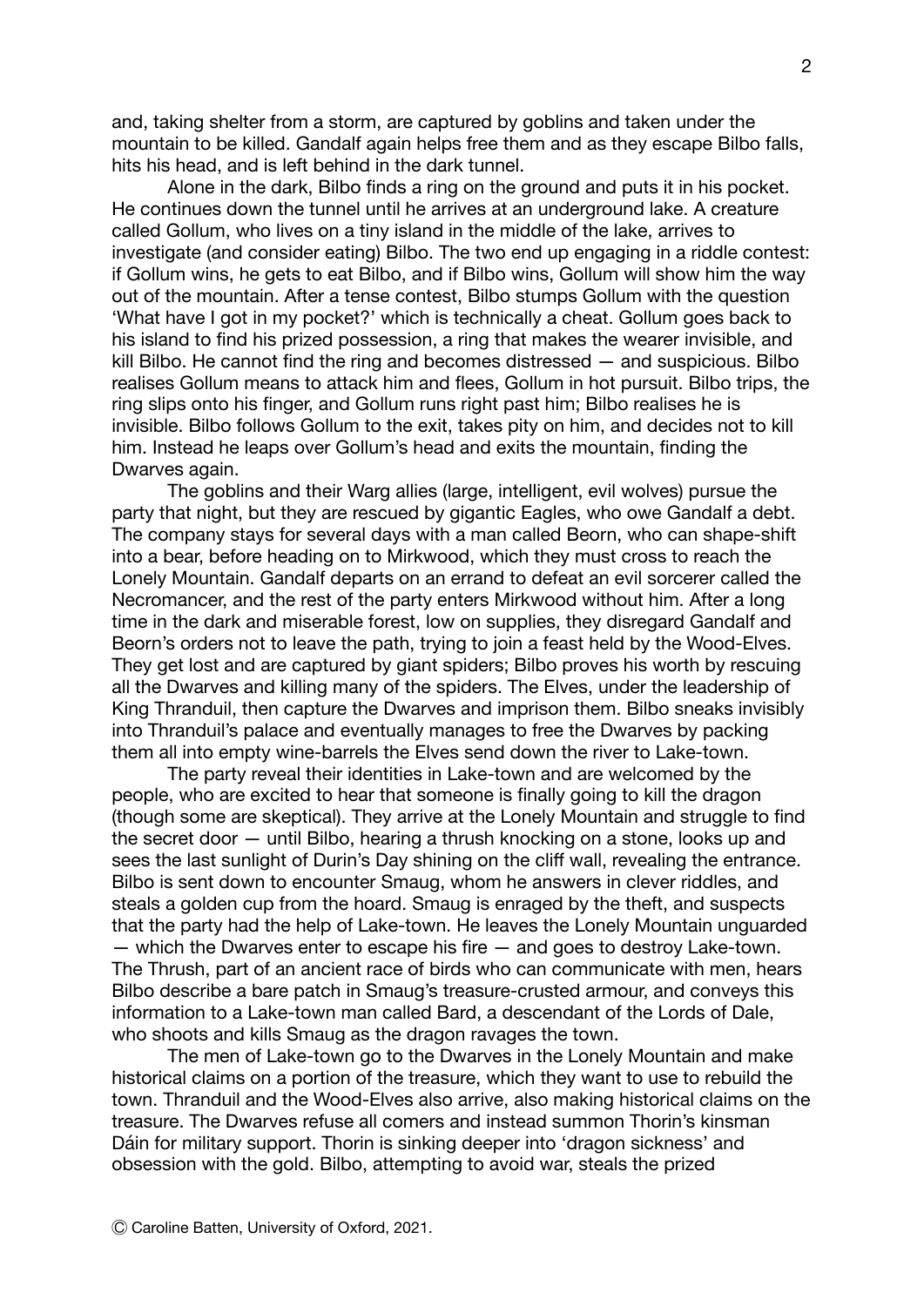and, taking shelter from a storm, are captured by goblins and taken under the mountain to be killed. Gandalf again helps free them and as they escape Bilbo falls, hits his head, and is left behind in the dark tunnel.

Alone in the dark, Bilbo finds a ring on the ground and puts it in his pocket. He continues down the tunnel until he arrives at an underground lake. A creature called Gollum, who lives on a tiny island in the middle of the lake, arrives to investigate (and consider eating) Bilbo. The two end up engaging in a riddle contest: if Gollum wins, he gets to eat Bilbo, and if Bilbo wins, Gollum will show him the way out of the mountain. After a tense contest, Bilbo stumps Gollum with the question 'What have I got in my pocket?' which is technically a cheat. Gollum goes back to his island to find his prized possession, a ring that makes the wearer invisible, and kill Bilbo. He cannot find the ring and becomes distressed — and suspicious. Bilbo realises Gollum means to attack him and flees, Gollum in hot pursuit. Bilbo trips, the ring slips onto his finger, and Gollum runs right past him; Bilbo realises he is invisible. Bilbo follows Gollum to the exit, takes pity on him, and decides not to kill him. Instead he leaps over Gollum's head and exits the mountain, finding the Dwarves again.

The goblins and their Warg allies (large, intelligent, evil wolves) pursue the party that night, but they are rescued by gigantic Eagles, who owe Gandalf a debt. The company stays for several days with a man called Beorn, who can shape-shift into a bear, before heading on to Mirkwood, which they must cross to reach the Lonely Mountain. Gandalf departs on an errand to defeat an evil sorcerer called the Necromancer, and the rest of the party enters Mirkwood without him. After a long time in the dark and miserable forest, low on supplies, they disregard Gandalf and Beorn's orders not to leave the path, trying to join a feast held by the Wood-Elves. They get lost and are captured by giant spiders; Bilbo proves his worth by rescuing all the Dwarves and killing many of the spiders. The Elves, under the leadership of King Thranduil, then capture the Dwarves and imprison them. Bilbo sneaks invisibly into Thranduil's palace and eventually manages to free the Dwarves by packing them all into empty wine-barrels the Elves send down the river to Lake-town.

The party reveal their identities in Lake-town and are welcomed by the people, who are excited to hear that someone is finally going to kill the dragon (though some are skeptical). They arrive at the Lonely Mountain and struggle to find the secret door — until Bilbo, hearing a thrush knocking on a stone, looks up and sees the last sunlight of Durin's Day shining on the cliff wall, revealing the entrance. Bilbo is sent down to encounter Smaug, whom he answers in clever riddles, and steals a golden cup from the hoard. Smaug is enraged by the theft, and suspects that the party had the help of Lake-town. He leaves the Lonely Mountain unguarded — which the Dwarves enter to escape his fire — and goes to destroy Lake-town. The Thrush, part of an ancient race of birds who can communicate with men, hears Bilbo describe a bare patch in Smaug's treasure-crusted armour, and conveys this information to a Lake-town man called Bard, a descendant of the Lords of Dale, who shoots and kills Smaug as the dragon ravages the town.

The men of Lake-town go to the Dwarves in the Lonely Mountain and make historical claims on a portion of the treasure, which they want to use to rebuild the town. Thranduil and the Wood-Elves also arrive, also making historical claims on the treasure. The Dwarves refuse all comers and instead summon Thorin's kinsman Dáin for military support. Thorin is sinking deeper into 'dragon sickness' and obsession with the gold. Bilbo, attempting to avoid war, steals the prized

Ⓒ Caroline Batten, University of Oxford, 2021.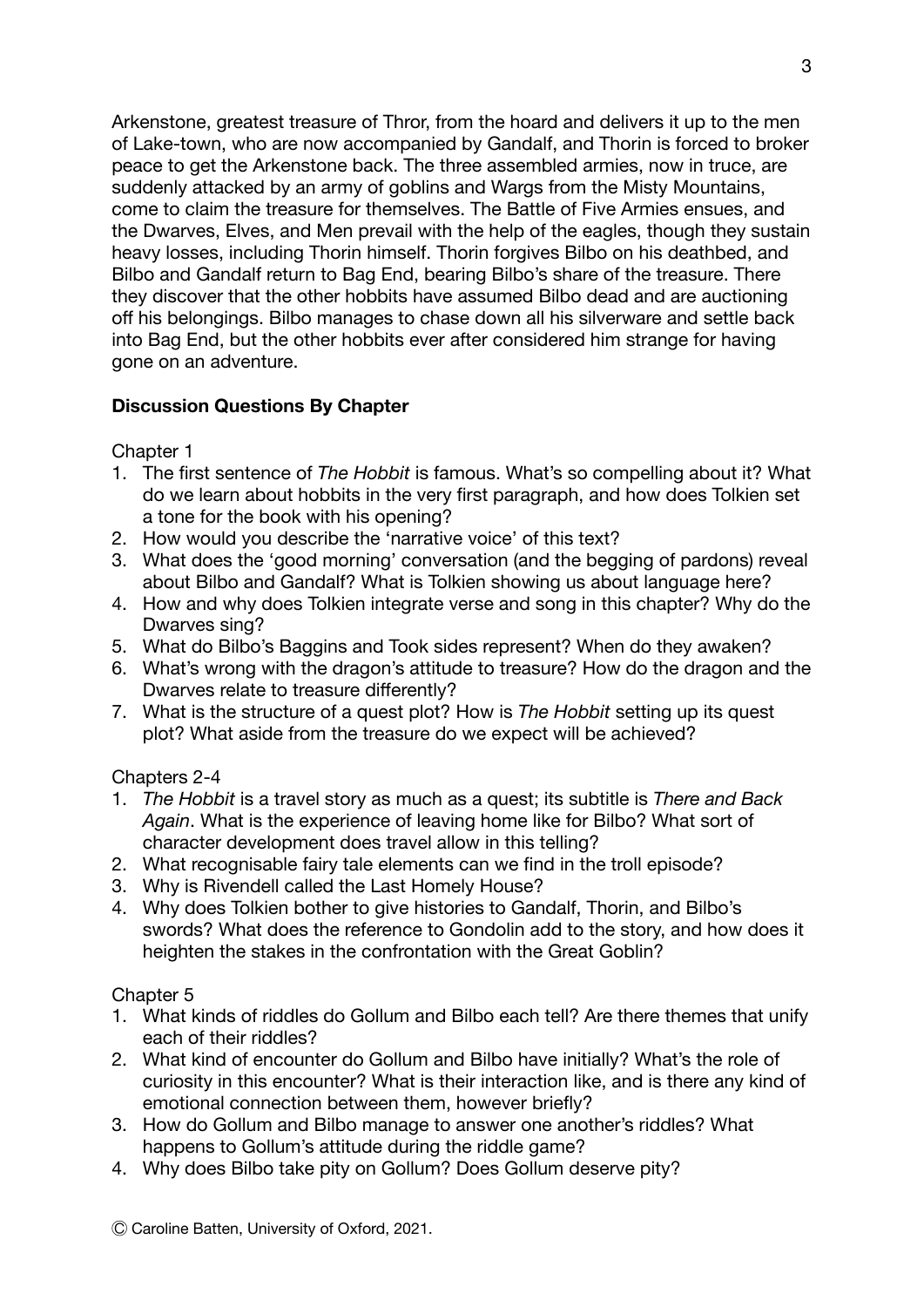Arkenstone, greatest treasure of Thror, from the hoard and delivers it up to the men of Lake-town, who are now accompanied by Gandalf, and Thorin is forced to broker peace to get the Arkenstone back. The three assembled armies, now in truce, are suddenly attacked by an army of goblins and Wargs from the Misty Mountains, come to claim the treasure for themselves. The Battle of Five Armies ensues, and the Dwarves, Elves, and Men prevail with the help of the eagles, though they sustain heavy losses, including Thorin himself. Thorin forgives Bilbo on his deathbed, and Bilbo and Gandalf return to Bag End, bearing Bilbo's share of the treasure. There they discover that the other hobbits have assumed Bilbo dead and are auctioning off his belongings. Bilbo manages to chase down all his silverware and settle back into Bag End, but the other hobbits ever after considered him strange for having gone on an adventure.

**Discussion Questions By Chapter**

Chapter 1

1. The first sentence of *The Hobbit* is famous. What's so compelling about it? What do we learn about hobbits in the very first paragraph, and how does Tolkien set a tone for the book with his opening?
2. How would you describe the 'narrative voice' of this text?
3. What does the 'good morning' conversation (and the begging of pardons) reveal about Bilbo and Gandalf? What is Tolkien showing us about language here?
4. How and why does Tolkien integrate verse and song in this chapter? Why do the Dwarves sing?
5. What do Bilbo's Baggins and Took sides represent? When do they awaken?
6. What's wrong with the dragon's attitude to treasure? How do the dragon and the Dwarves relate to treasure differently?
7. What is the structure of a quest plot? How is *The Hobbit* setting up its quest plot? What aside from the treasure do we expect will be achieved?

Chapters 2-4

1. *The Hobbit* is a travel story as much as a quest; its subtitle is *There and Back Again*. What is the experience of leaving home like for Bilbo? What sort of character development does travel allow in this telling?
2. What recognisable fairy tale elements can we find in the troll episode?
3. Why is Rivendell called the Last Homely House?
4. Why does Tolkien bother to give histories to Gandalf, Thorin, and Bilbo's swords? What does the reference to Gondolin add to the story, and how does it heighten the stakes in the confrontation with the Great Goblin?

Chapter 5

1. What kinds of riddles do Gollum and Bilbo each tell? Are there themes that unify each of their riddles?
2. What kind of encounter do Gollum and Bilbo have initially? What's the role of curiosity in this encounter? What is their interaction like, and is there any kind of emotional connection between them, however briefly?
3. How do Gollum and Bilbo manage to answer one another's riddles? What happens to Gollum's attitude during the riddle game?
4. Why does Bilbo take pity on Gollum? Does Gollum deserve pity?

Ⓒ Caroline Batten, University of Oxford, 2021.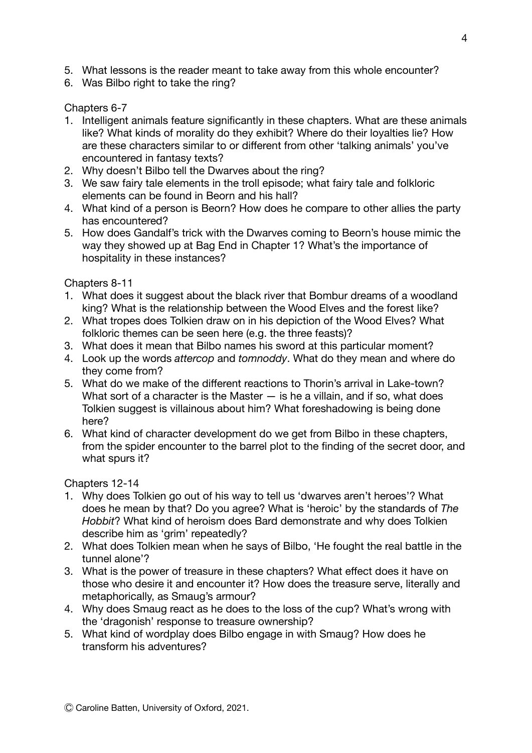5. What lessons is the reader meant to take away from this whole encounter?
6. Was Bilbo right to take the ring?

Chapters 6-7

1. Intelligent animals feature significantly in these chapters. What are these animals like? What kinds of morality do they exhibit? Where do their loyalties lie? How are these characters similar to or different from other 'talking animals' you've encountered in fantasy texts?
2. Why doesn't Bilbo tell the Dwarves about the ring?
3. We saw fairy tale elements in the troll episode; what fairy tale and folkloric elements can be found in Beorn and his hall?
4. What kind of a person is Beorn? How does he compare to other allies the party has encountered?
5. How does Gandalf's trick with the Dwarves coming to Beorn's house mimic the way they showed up at Bag End in Chapter 1? What's the importance of hospitality in these instances?

Chapters 8-11

1. What does it suggest about the black river that Bombur dreams of a woodland king? What is the relationship between the Wood Elves and the forest like?
2. What tropes does Tolkien draw on in his depiction of the Wood Elves? What folkloric themes can be seen here (e.g. the three feasts)?
3. What does it mean that Bilbo names his sword at this particular moment?
4. Look up the words *attercop* and *tomnoddy*. What do they mean and where do they come from?
5. What do we make of the different reactions to Thorin's arrival in Lake-town? What sort of a character is the Master — is he a villain, and if so, what does Tolkien suggest is villainous about him? What foreshadowing is being done here?
6. What kind of character development do we get from Bilbo in these chapters, from the spider encounter to the barrel plot to the finding of the secret door, and what spurs it?

Chapters 12-14

1. Why does Tolkien go out of his way to tell us 'dwarves aren't heroes'? What does he mean by that? Do you agree? What is 'heroic' by the standards of *The Hobbit*? What kind of heroism does Bard demonstrate and why does Tolkien describe him as 'grim' repeatedly?
2. What does Tolkien mean when he says of Bilbo, 'He fought the real battle in the tunnel alone'?
3. What is the power of treasure in these chapters? What effect does it have on those who desire it and encounter it? How does the treasure serve, literally and metaphorically, as Smaug's armour?
4. Why does Smaug react as he does to the loss of the cup? What's wrong with the 'dragonish' response to treasure ownership?
5. What kind of wordplay does Bilbo engage in with Smaug? How does he transform his adventures?

Ⓒ Caroline Batten, University of Oxford, 2021.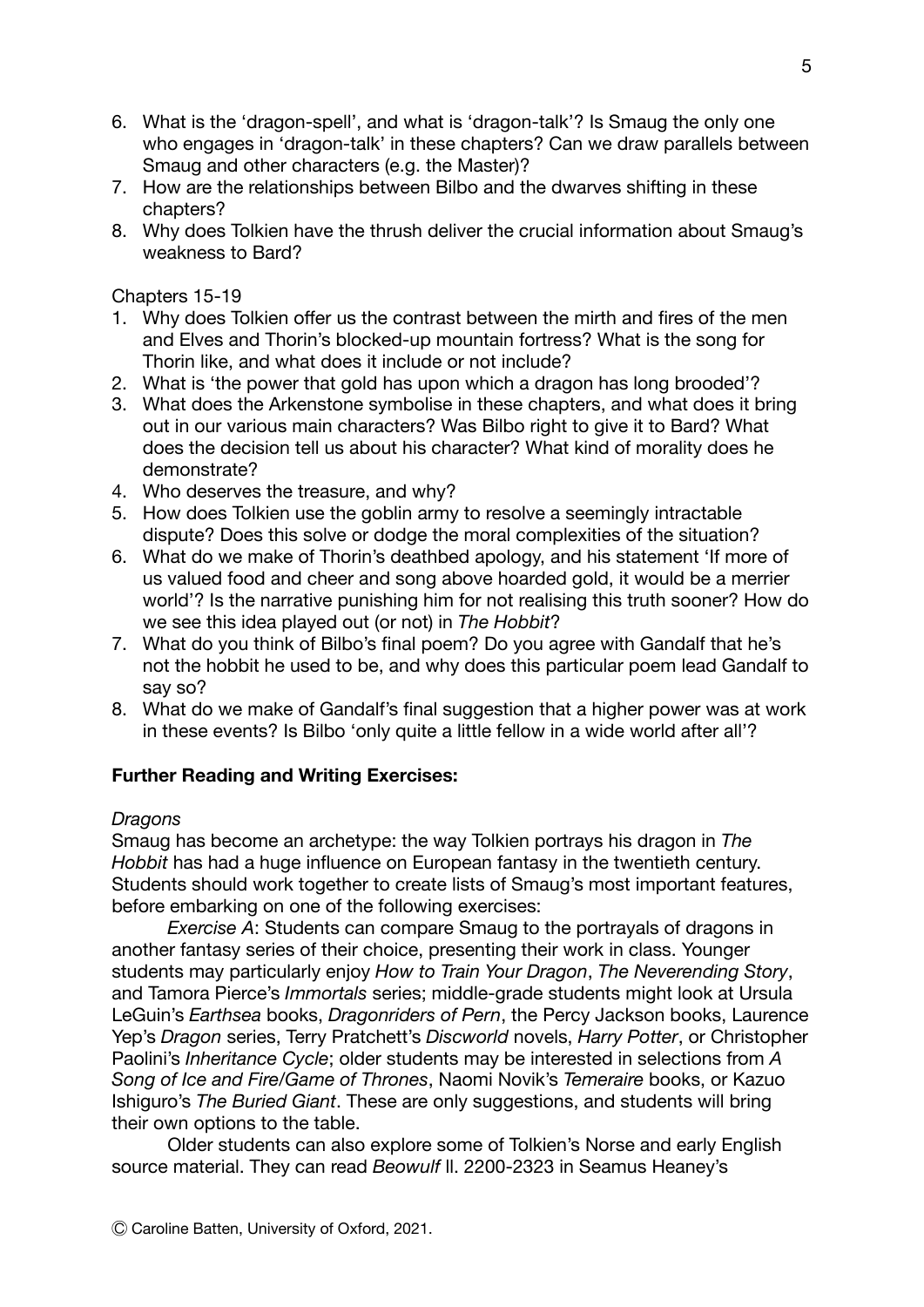6. What is the 'dragon-spell', and what is 'dragon-talk'? Is Smaug the only one who engages in 'dragon-talk' in these chapters? Can we draw parallels between Smaug and other characters (e.g. the Master)?
7. How are the relationships between Bilbo and the dwarves shifting in these chapters?
8. Why does Tolkien have the thrush deliver the crucial information about Smaug's weakness to Bard?

Chapters 15-19

1. Why does Tolkien offer us the contrast between the mirth and fires of the men and Elves and Thorin's blocked-up mountain fortress? What is the song for Thorin like, and what does it include or not include?
2. What is 'the power that gold has upon which a dragon has long brooded'?
3. What does the Arkenstone symbolise in these chapters, and what does it bring out in our various main characters? Was Bilbo right to give it to Bard? What does the decision tell us about his character? What kind of morality does he demonstrate?
4. Who deserves the treasure, and why?
5. How does Tolkien use the goblin army to resolve a seemingly intractable dispute? Does this solve or dodge the moral complexities of the situation?
6. What do we make of Thorin's deathbed apology, and his statement 'If more of us valued food and cheer and song above hoarded gold, it would be a merrier world'? Is the narrative punishing him for not realising this truth sooner? How do we see this idea played out (or not) in *The Hobbit*?
7. What do you think of Bilbo's final poem? Do you agree with Gandalf that he's not the hobbit he used to be, and why does this particular poem lead Gandalf to say so?
8. What do we make of Gandalf's final suggestion that a higher power was at work in these events? Is Bilbo 'only quite a little fellow in a wide world after all'?

**Further Reading and Writing Exercises:**

*Dragons*

Smaug has become an archetype: the way Tolkien portrays his dragon in *The Hobbit* has had a huge influence on European fantasy in the twentieth century. Students should work together to create lists of Smaug's most important features, before embarking on one of the following exercises:

*Exercise A*: Students can compare Smaug to the portrayals of dragons in another fantasy series of their choice, presenting their work in class. Younger students may particularly enjoy *How to Train Your Dragon*, *The Neverending Story*, and Tamora Pierce's *Immortals* series; middle-grade students might look at Ursula LeGuin's *Earthsea* books, *Dragonriders of Pern*, the Percy Jackson books, Laurence Yep's *Dragon* series, Terry Pratchett's *Discworld* novels, *Harry Potter*, or Christopher Paolini's *Inheritance Cycle*; older students may be interested in selections from *A Song of Ice and Fire/Game of Thrones*, Naomi Novik's *Temeraire* books, or Kazuo Ishiguro's *The Buried Giant*. These are only suggestions, and students will bring their own options to the table.

Older students can also explore some of Tolkien's Norse and early English source material. They can read *Beowulf* ll. 2200-2323 in Seamus Heaney's

Ⓒ Caroline Batten, University of Oxford, 2021.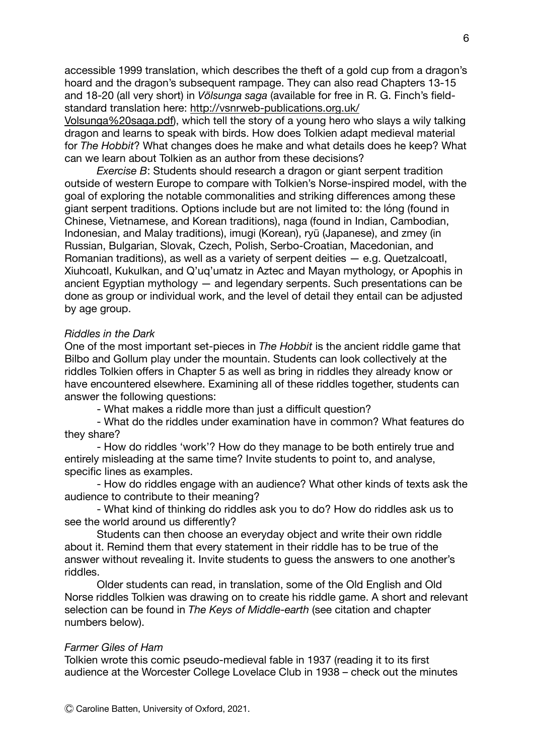accessible 1999 translation, which describes the theft of a gold cup from a dragon's hoard and the dragon's subsequent rampage. They can also read Chapters 13-15 and 18-20 (all very short) in *Völsunga saga* (available for free in R. G. Finch's field-standard translation here: http://vsnrweb-publications.org.uk/Volsunga%20saga.pdf), which tell the story of a young hero who slays a wily talking dragon and learns to speak with birds. How does Tolkien adapt medieval material for *The Hobbit*? What changes does he make and what details does he keep? What can we learn about Tolkien as an author from these decisions?

*Exercise B*: Students should research a dragon or giant serpent tradition outside of western Europe to compare with Tolkien's Norse-inspired model, with the goal of exploring the notable commonalities and striking differences among these giant serpent traditions. Options include but are not limited to: the lóng (found in Chinese, Vietnamese, and Korean traditions), naga (found in Indian, Cambodian, Indonesian, and Malay traditions), imugi (Korean), ryū (Japanese), and zmey (in Russian, Bulgarian, Slovak, Czech, Polish, Serbo-Croatian, Macedonian, and Romanian traditions), as well as a variety of serpent deities — e.g. Quetzalcoatl, Xiuhcoatl, Kukulkan, and Q'uq'umatz in Aztec and Mayan mythology, or Apophis in ancient Egyptian mythology — and legendary serpents. Such presentations can be done as group or individual work, and the level of detail they entail can be adjusted by age group.

*Riddles in the Dark*

One of the most important set-pieces in *The Hobbit* is the ancient riddle game that Bilbo and Gollum play under the mountain. Students can look collectively at the riddles Tolkien offers in Chapter 5 as well as bring in riddles they already know or have encountered elsewhere. Examining all of these riddles together, students can answer the following questions:

- What makes a riddle more than just a difficult question?
- What do the riddles under examination have in common? What features do they share?
- How do riddles 'work'? How do they manage to be both entirely true and entirely misleading at the same time? Invite students to point to, and analyse, specific lines as examples.
- How do riddles engage with an audience? What other kinds of texts ask the audience to contribute to their meaning?
- What kind of thinking do riddles ask you to do? How do riddles ask us to see the world around us differently?

Students can then choose an everyday object and write their own riddle about it. Remind them that every statement in their riddle has to be true of the answer without revealing it. Invite students to guess the answers to one another's riddles.

Older students can read, in translation, some of the Old English and Old Norse riddles Tolkien was drawing on to create his riddle game. A short and relevant selection can be found in *The Keys of Middle-earth* (see citation and chapter numbers below).

*Farmer Giles of Ham*

Tolkien wrote this comic pseudo-medieval fable in 1937 (reading it to its first audience at the Worcester College Lovelace Club in 1938 – check out the minutes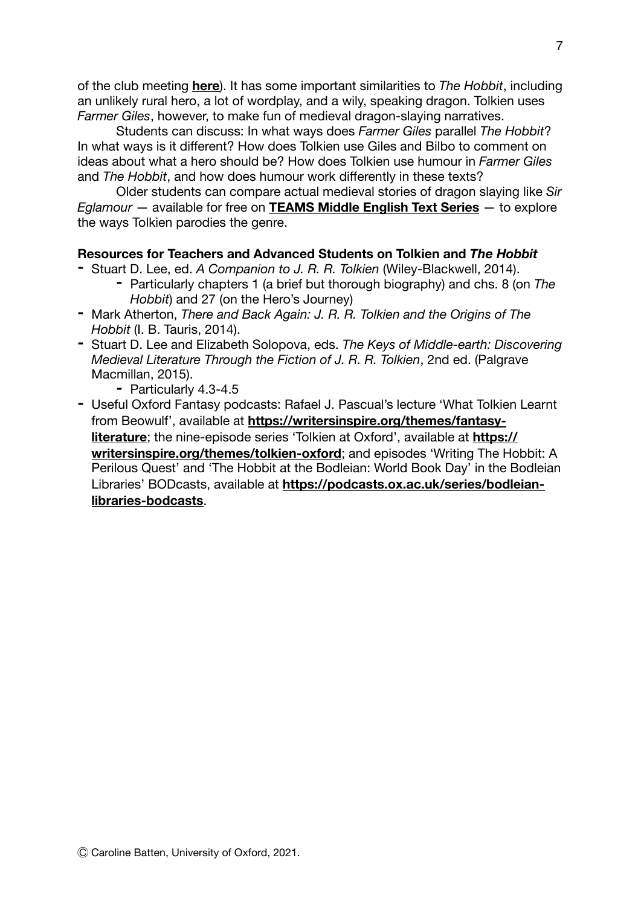of the club meeting **here**). It has some important similarities to *The Hobbit*, including an unlikely rural hero, a lot of wordplay, and a wily, speaking dragon. Tolkien uses *Farmer Giles*, however, to make fun of medieval dragon-slaying narratives.

Students can discuss: In what ways does *Farmer Giles* parallel *The Hobbit*? In what ways is it different? How does Tolkien use Giles and Bilbo to comment on ideas about what a hero should be? How does Tolkien use humour in *Farmer Giles* and *The Hobbit*, and how does humour work differently in these texts?

Older students can compare actual medieval stories of dragon slaying like *Sir Eglamour* — available for free on **TEAMS Middle English Text Series** — to explore the ways Tolkien parodies the genre.

**Resources for Teachers and Advanced Students on Tolkien and *The Hobbit***

- Stuart D. Lee, ed. *A Companion to J. R. R. Tolkien* (Wiley-Blackwell, 2014).
  - Particularly chapters 1 (a brief but thorough biography) and chs. 8 (on *The Hobbit*) and 27 (on the Hero's Journey)
- Mark Atherton, *There and Back Again: J. R. R. Tolkien and the Origins of The Hobbit* (I. B. Tauris, 2014).
- Stuart D. Lee and Elizabeth Solopova, eds. *The Keys of Middle-earth: Discovering Medieval Literature Through the Fiction of J. R. R. Tolkien*, 2nd ed. (Palgrave Macmillan, 2015).
  - Particularly 4.3-4.5
- Useful Oxford Fantasy podcasts: Rafael J. Pascual's lecture 'What Tolkien Learnt from Beowulf', available at **https://writersinspire.org/themes/fantasy-literature**; the nine-episode series 'Tolkien at Oxford', available at **https://writersinspire.org/themes/tolkien-oxford**; and episodes 'Writing The Hobbit: A Perilous Quest' and 'The Hobbit at the Bodleian: World Book Day' in the Bodleian Libraries' BODcasts, available at **https://podcasts.ox.ac.uk/series/bodleian-libraries-bodcasts**.

Ⓒ Caroline Batten, University of Oxford, 2021.